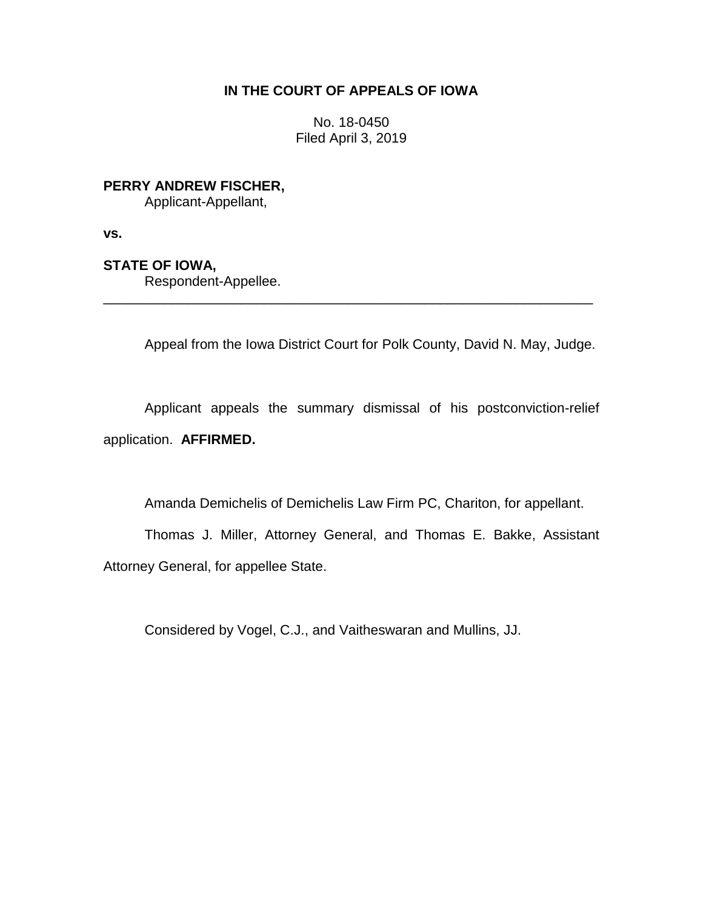**IN THE COURT OF APPEALS OF IOWA**

No. 18-0450
Filed April 3, 2019

**PERRY ANDREW FISCHER,**
Applicant-Appellant,

**vs.**

**STATE OF IOWA,**
Respondent-Appellee.

---

Appeal from the Iowa District Court for Polk County, David N. May, Judge.

Applicant appeals the summary dismissal of his postconviction-relief application. **AFFIRMED.**

Amanda Demichelis of Demichelis Law Firm PC, Chariton, for appellant.

Thomas J. Miller, Attorney General, and Thomas E. Bakke, Assistant Attorney General, for appellee State.

Considered by Vogel, C.J., and Vaitheswaran and Mullins, JJ.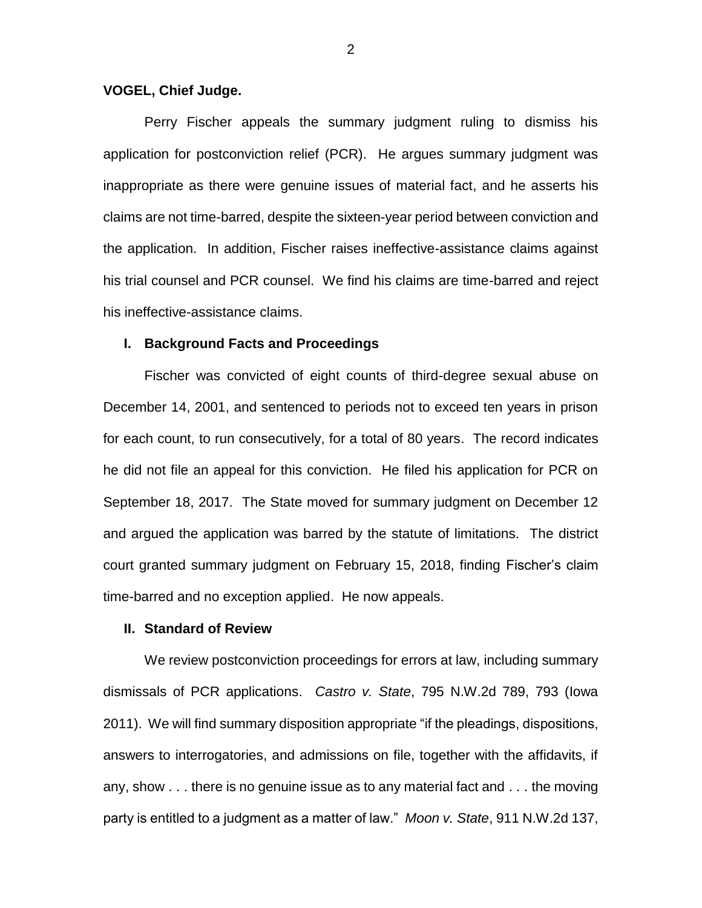**VOGEL, Chief Judge.**

Perry Fischer appeals the summary judgment ruling to dismiss his application for postconviction relief (PCR). He argues summary judgment was inappropriate as there were genuine issues of material fact, and he asserts his claims are not time-barred, despite the sixteen-year period between conviction and the application. In addition, Fischer raises ineffective-assistance claims against his trial counsel and PCR counsel. We find his claims are time-barred and reject his ineffective-assistance claims.

## I. Background Facts and Proceedings

Fischer was convicted of eight counts of third-degree sexual abuse on December 14, 2001, and sentenced to periods not to exceed ten years in prison for each count, to run consecutively, for a total of 80 years. The record indicates he did not file an appeal for this conviction. He filed his application for PCR on September 18, 2017. The State moved for summary judgment on December 12 and argued the application was barred by the statute of limitations. The district court granted summary judgment on February 15, 2018, finding Fischer's claim time-barred and no exception applied. He now appeals.

## II. Standard of Review

We review postconviction proceedings for errors at law, including summary dismissals of PCR applications. *Castro v. State*, 795 N.W.2d 789, 793 (Iowa 2011). We will find summary disposition appropriate "if the pleadings, dispositions, answers to interrogatories, and admissions on file, together with the affidavits, if any, show . . . there is no genuine issue as to any material fact and . . . the moving party is entitled to a judgment as a matter of law." *Moon v. State*, 911 N.W.2d 137,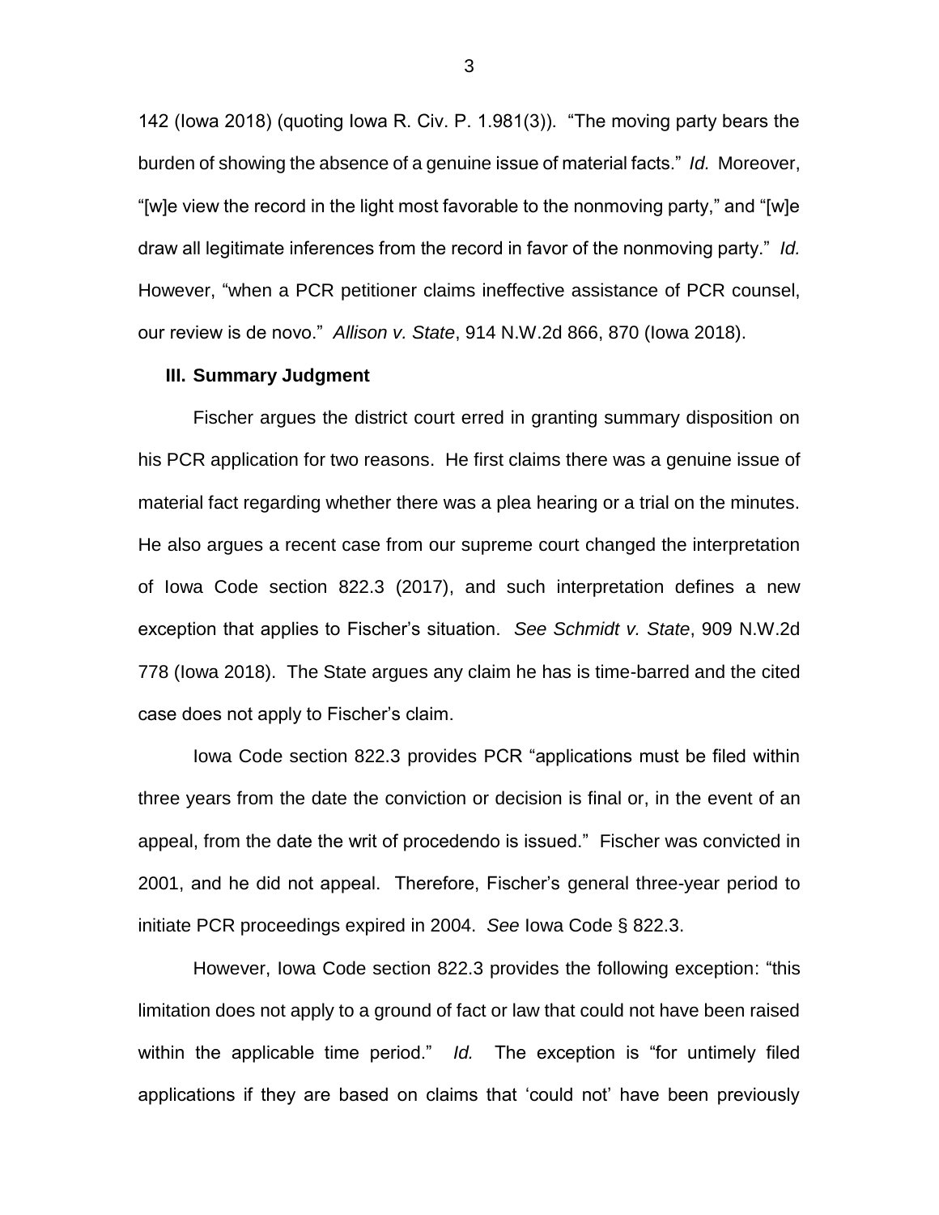142 (Iowa 2018) (quoting Iowa R. Civ. P. 1.981(3)). "The moving party bears the burden of showing the absence of a genuine issue of material facts." *Id.* Moreover, "[w]e view the record in the light most favorable to the nonmoving party," and "[w]e draw all legitimate inferences from the record in favor of the nonmoving party." *Id.* However, "when a PCR petitioner claims ineffective assistance of PCR counsel, our review is de novo." *Allison v. State*, 914 N.W.2d 866, 870 (Iowa 2018).

### III. Summary Judgment

Fischer argues the district court erred in granting summary disposition on his PCR application for two reasons. He first claims there was a genuine issue of material fact regarding whether there was a plea hearing or a trial on the minutes. He also argues a recent case from our supreme court changed the interpretation of Iowa Code section 822.3 (2017), and such interpretation defines a new exception that applies to Fischer's situation. *See Schmidt v. State*, 909 N.W.2d 778 (Iowa 2018). The State argues any claim he has is time-barred and the cited case does not apply to Fischer's claim.

Iowa Code section 822.3 provides PCR "applications must be filed within three years from the date the conviction or decision is final or, in the event of an appeal, from the date the writ of procedendo is issued." Fischer was convicted in 2001, and he did not appeal. Therefore, Fischer's general three-year period to initiate PCR proceedings expired in 2004. *See* Iowa Code § 822.3.

However, Iowa Code section 822.3 provides the following exception: "this limitation does not apply to a ground of fact or law that could not have been raised within the applicable time period." *Id.* The exception is "for untimely filed applications if they are based on claims that 'could not' have been previously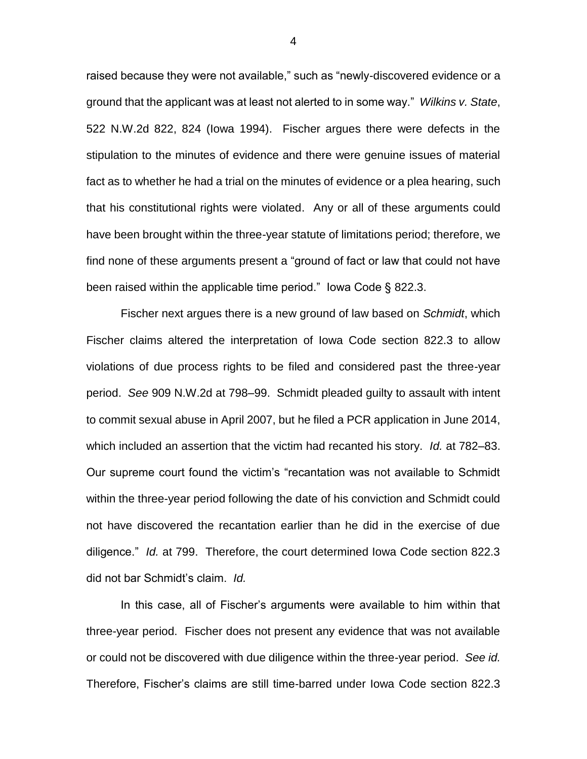raised because they were not available," such as "newly-discovered evidence or a ground that the applicant was at least not alerted to in some way." *Wilkins v. State*, 522 N.W.2d 822, 824 (Iowa 1994). Fischer argues there were defects in the stipulation to the minutes of evidence and there were genuine issues of material fact as to whether he had a trial on the minutes of evidence or a plea hearing, such that his constitutional rights were violated. Any or all of these arguments could have been brought within the three-year statute of limitations period; therefore, we find none of these arguments present a "ground of fact or law that could not have been raised within the applicable time period." Iowa Code § 822.3.

Fischer next argues there is a new ground of law based on *Schmidt*, which Fischer claims altered the interpretation of Iowa Code section 822.3 to allow violations of due process rights to be filed and considered past the three-year period. *See* 909 N.W.2d at 798–99. Schmidt pleaded guilty to assault with intent to commit sexual abuse in April 2007, but he filed a PCR application in June 2014, which included an assertion that the victim had recanted his story. *Id.* at 782–83. Our supreme court found the victim's "recantation was not available to Schmidt within the three-year period following the date of his conviction and Schmidt could not have discovered the recantation earlier than he did in the exercise of due diligence." *Id.* at 799. Therefore, the court determined Iowa Code section 822.3 did not bar Schmidt's claim. *Id.*

In this case, all of Fischer's arguments were available to him within that three-year period. Fischer does not present any evidence that was not available or could not be discovered with due diligence within the three-year period. *See id.* Therefore, Fischer's claims are still time-barred under Iowa Code section 822.3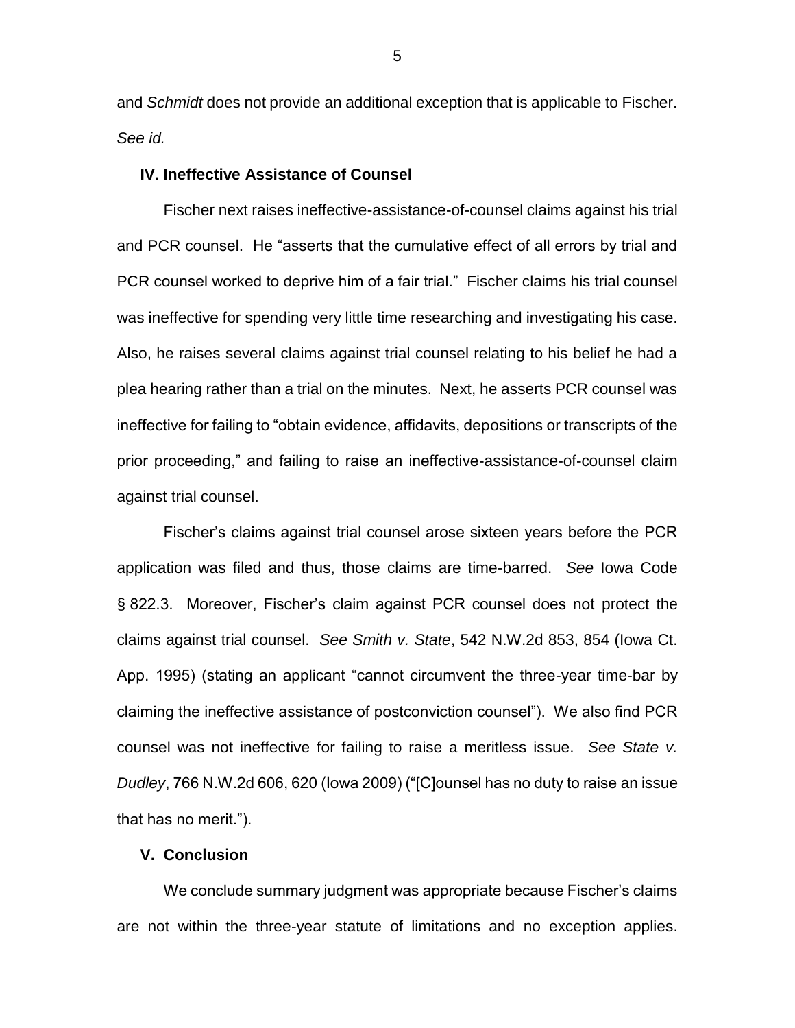and *Schmidt* does not provide an additional exception that is applicable to Fischer. *See id.*

## IV. Ineffective Assistance of Counsel

Fischer next raises ineffective-assistance-of-counsel claims against his trial and PCR counsel. He "asserts that the cumulative effect of all errors by trial and PCR counsel worked to deprive him of a fair trial." Fischer claims his trial counsel was ineffective for spending very little time researching and investigating his case. Also, he raises several claims against trial counsel relating to his belief he had a plea hearing rather than a trial on the minutes. Next, he asserts PCR counsel was ineffective for failing to "obtain evidence, affidavits, depositions or transcripts of the prior proceeding," and failing to raise an ineffective-assistance-of-counsel claim against trial counsel.

Fischer's claims against trial counsel arose sixteen years before the PCR application was filed and thus, those claims are time-barred. *See* Iowa Code § 822.3. Moreover, Fischer's claim against PCR counsel does not protect the claims against trial counsel. *See Smith v. State*, 542 N.W.2d 853, 854 (Iowa Ct. App. 1995) (stating an applicant "cannot circumvent the three-year time-bar by claiming the ineffective assistance of postconviction counsel"). We also find PCR counsel was not ineffective for failing to raise a meritless issue. *See State v. Dudley*, 766 N.W.2d 606, 620 (Iowa 2009) ("[C]ounsel has no duty to raise an issue that has no merit.").

## V. Conclusion

We conclude summary judgment was appropriate because Fischer's claims are not within the three-year statute of limitations and no exception applies.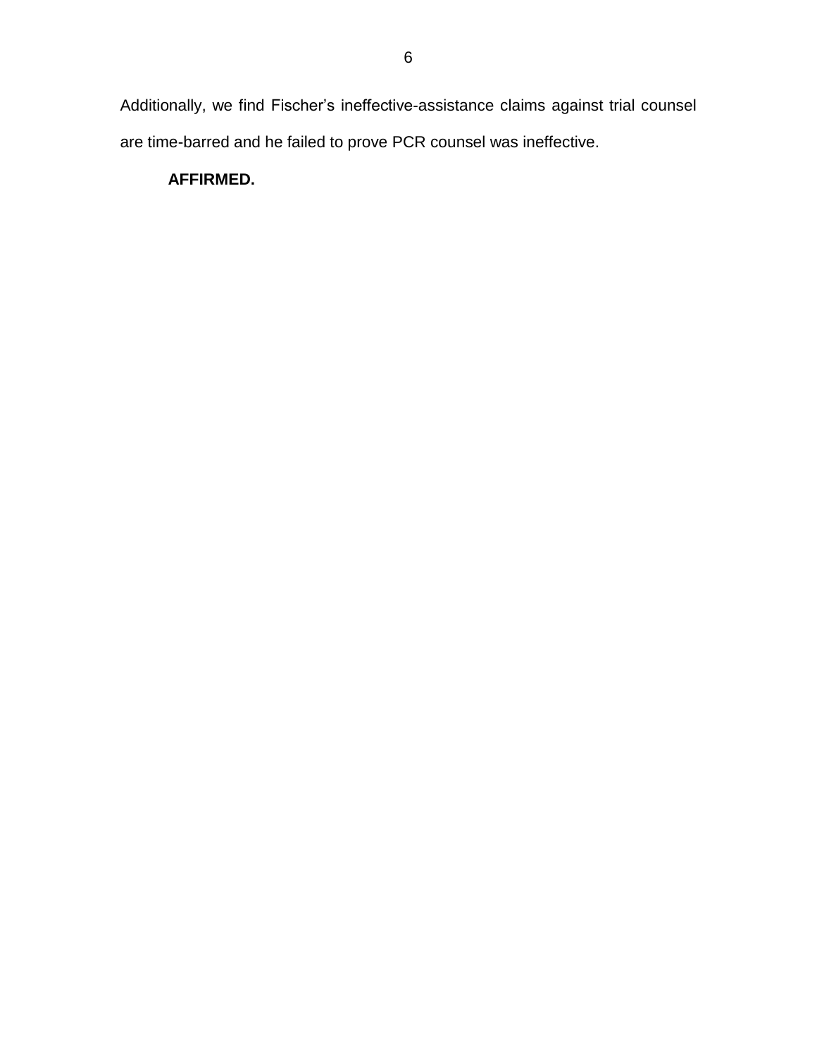Additionally, we find Fischer's ineffective-assistance claims against trial counsel are time-barred and he failed to prove PCR counsel was ineffective.

**AFFIRMED.**